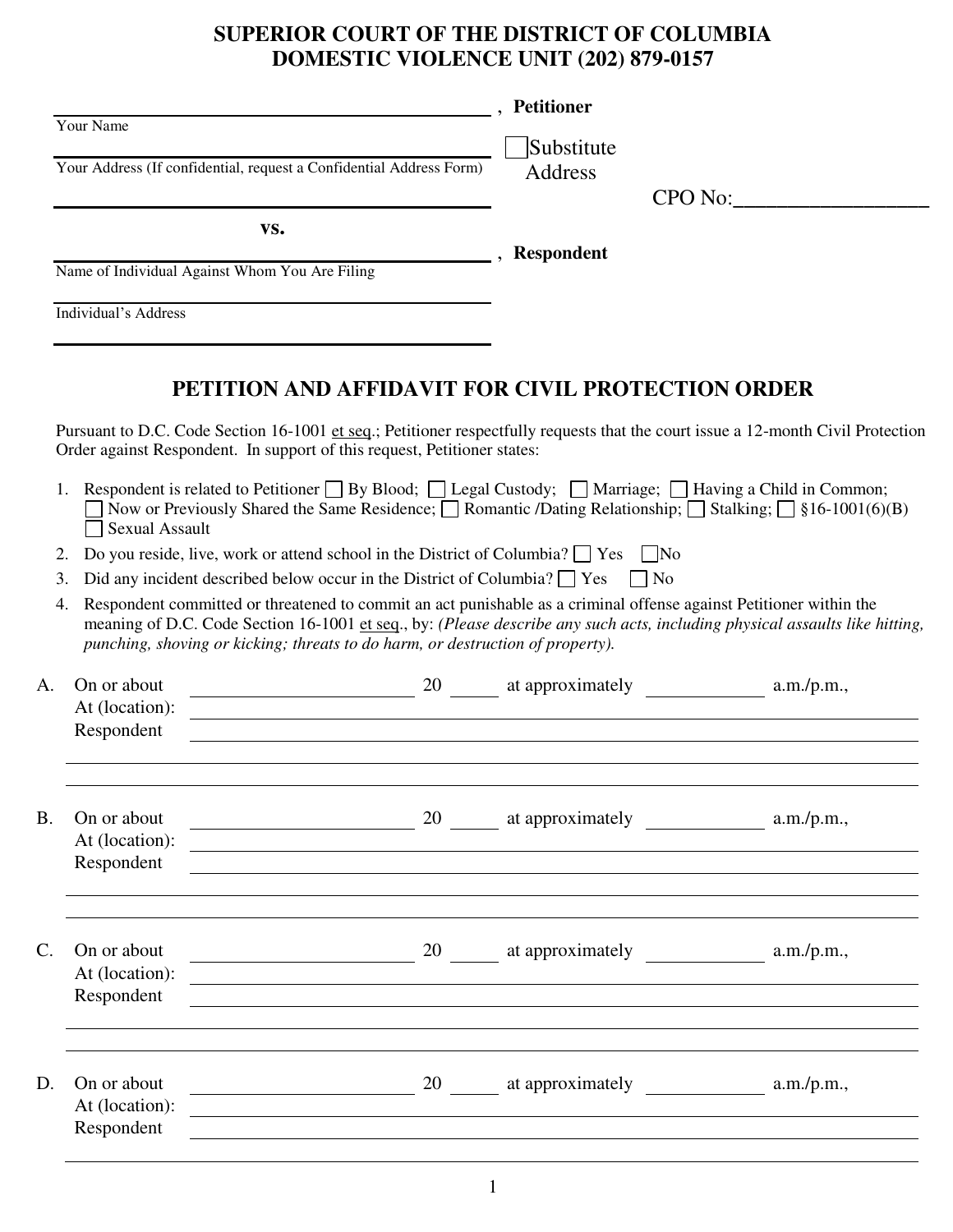**SUPERIOR COURT OF THE DISTRICT OF COLUMBIA**
**DOMESTIC VIOLENCE UNIT (202) 879-0157**

______________________________________________, **Petitioner**
Your Name

______________________________________________ ☐ Substitute Address
Your Address (If confidential, request a Confidential Address Form)

______________________________________________ CPO No:__________________

**vs.**

______________________________________________, **Respondent**
Name of Individual Against Whom You Are Filing

______________________________________________
Individual's Address

______________________________________________

## PETITION AND AFFIDAVIT FOR CIVIL PROTECTION ORDER

Pursuant to D.C. Code Section 16-1001 et seq.; Petitioner respectfully requests that the court issue a 12-month Civil Protection Order against Respondent. In support of this request, Petitioner states:

1. Respondent is related to Petitioner ☐ By Blood; ☐ Legal Custody; ☐ Marriage; ☐ Having a Child in Common; ☐ Now or Previously Shared the Same Residence; ☐ Romantic /Dating Relationship; ☐ Stalking; ☐ §16-1001(6)(B) ☐ Sexual Assault
2. Do you reside, live, work or attend school in the District of Columbia? ☐ Yes ☐ No
3. Did any incident described below occur in the District of Columbia? ☐ Yes ☐ No
4. Respondent committed or threatened to commit an act punishable as a criminal offense against Petitioner within the meaning of D.C. Code Section 16-1001 et seq., by: *(Please describe any such acts, including physical assaults like hitting, punching, shoving or kicking; threats to do harm, or destruction of property).*

A. On or about ____________________ 20 _____ at approximately ____________ a.m./p.m.,
At (location): ______________________________________________
Respondent ______________________________________________
______________________________________________
______________________________________________

B. On or about ____________________ 20 _____ at approximately ____________ a.m./p.m.,
At (location): ______________________________________________
Respondent ______________________________________________
______________________________________________
______________________________________________

C. On or about ____________________ 20 _____ at approximately ____________ a.m./p.m.,
At (location): ______________________________________________
Respondent ______________________________________________
______________________________________________
______________________________________________

D. On or about ____________________ 20 _____ at approximately ____________ a.m./p.m.,
At (location): ______________________________________________
Respondent ______________________________________________
______________________________________________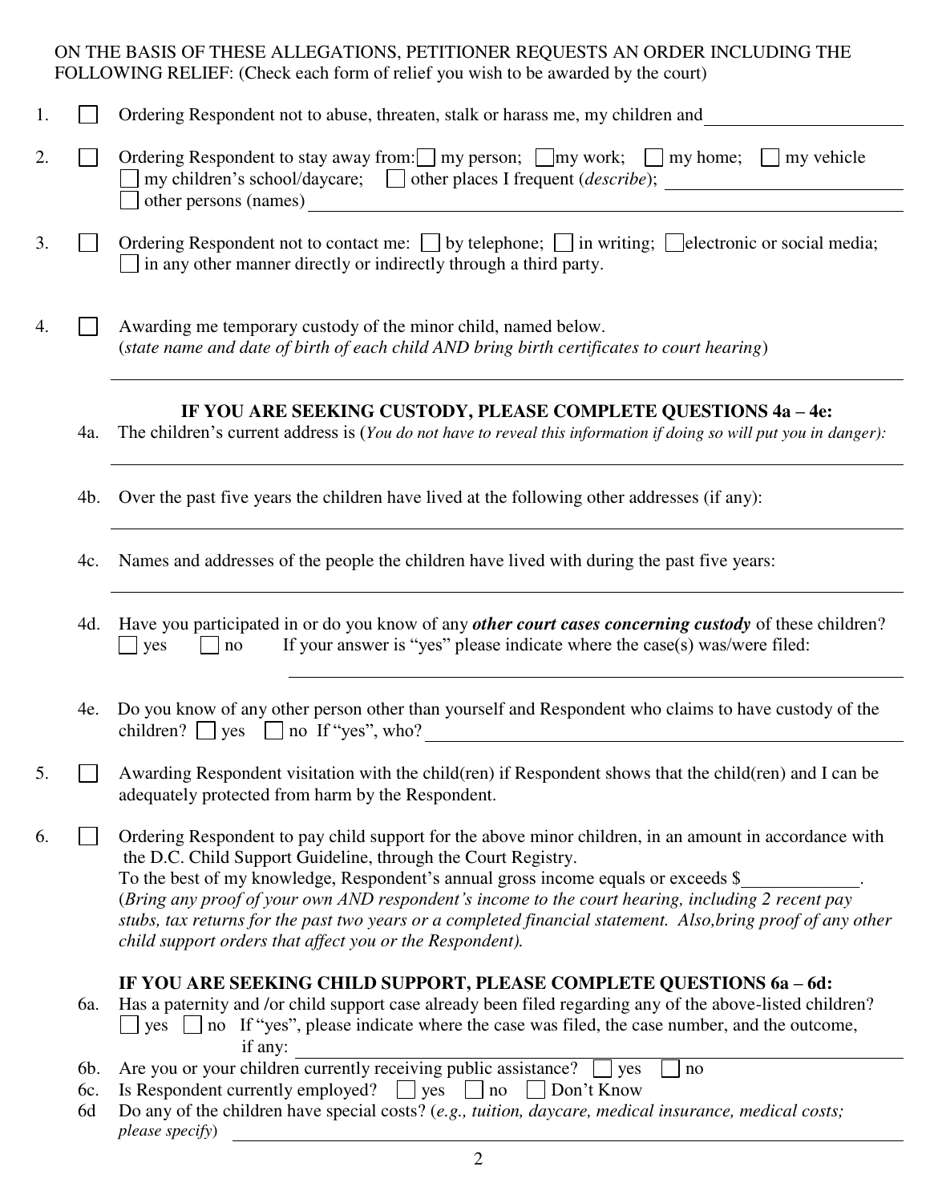ON THE BASIS OF THESE ALLEGATIONS, PETITIONER REQUESTS AN ORDER INCLUDING THE FOLLOWING RELIEF: (Check each form of relief you wish to be awarded by the court)

1. ☐ Ordering Respondent not to abuse, threaten, stalk or harass me, my children and ______________________

2. ☐ Ordering Respondent to stay away from: ☐ my person; ☐ my work; ☐ my home; ☐ my vehicle ☐ my children's school/daycare; ☐ other places I frequent (*describe*); ______________________ ☐ other persons (names) ______________________

3. ☐ Ordering Respondent not to contact me: ☐ by telephone; ☐ in writing; ☐ electronic or social media; ☐ in any other manner directly or indirectly through a third party.

4. ☐ Awarding me temporary custody of the minor child, named below. (*state name and date of birth of each child AND bring birth certificates to court hearing*)

   ______________________________________________

   **IF YOU ARE SEEKING CUSTODY, PLEASE COMPLETE QUESTIONS 4a – 4e:**

   4a. The children's current address is (*You do not have to reveal this information if doing so will put you in danger):*

   ______________________________________________

   4b. Over the past five years the children have lived at the following other addresses (if any):

   ______________________________________________

   4c. Names and addresses of the people the children have lived with during the past five years:

   ______________________________________________

   4d. Have you participated in or do you know of any ***other court cases concerning custody*** of these children? ☐ yes ☐ no If your answer is "yes" please indicate where the case(s) was/were filed:

   ______________________________________________

   4e. Do you know of any other person other than yourself and Respondent who claims to have custody of the children? ☐ yes ☐ no If "yes", who? ______________________

5. ☐ Awarding Respondent visitation with the child(ren) if Respondent shows that the child(ren) and I can be adequately protected from harm by the Respondent.

6. ☐ Ordering Respondent to pay child support for the above minor children, in an amount in accordance with the D.C. Child Support Guideline, through the Court Registry. To the best of my knowledge, Respondent's annual gross income equals or exceeds $____________. (*Bring any proof of your own AND respondent's income to the court hearing, including 2 recent pay stubs, tax returns for the past two years or a completed financial statement. Also,bring proof of any other child support orders that affect you or the Respondent).*

   **IF YOU ARE SEEKING CHILD SUPPORT, PLEASE COMPLETE QUESTIONS 6a – 6d:**

   6a. Has a paternity and /or child support case already been filed regarding any of the above-listed children? ☐ yes ☐ no If "yes", please indicate where the case was filed, the case number, and the outcome, if any: ______________________

   6b. Are you or your children currently receiving public assistance? ☐ yes ☐ no

   6c. Is Respondent currently employed? ☐ yes ☐ no ☐ Don't Know

   6d Do any of the children have special costs? (*e.g., tuition, daycare, medical insurance, medical costs; please specify*) ______________________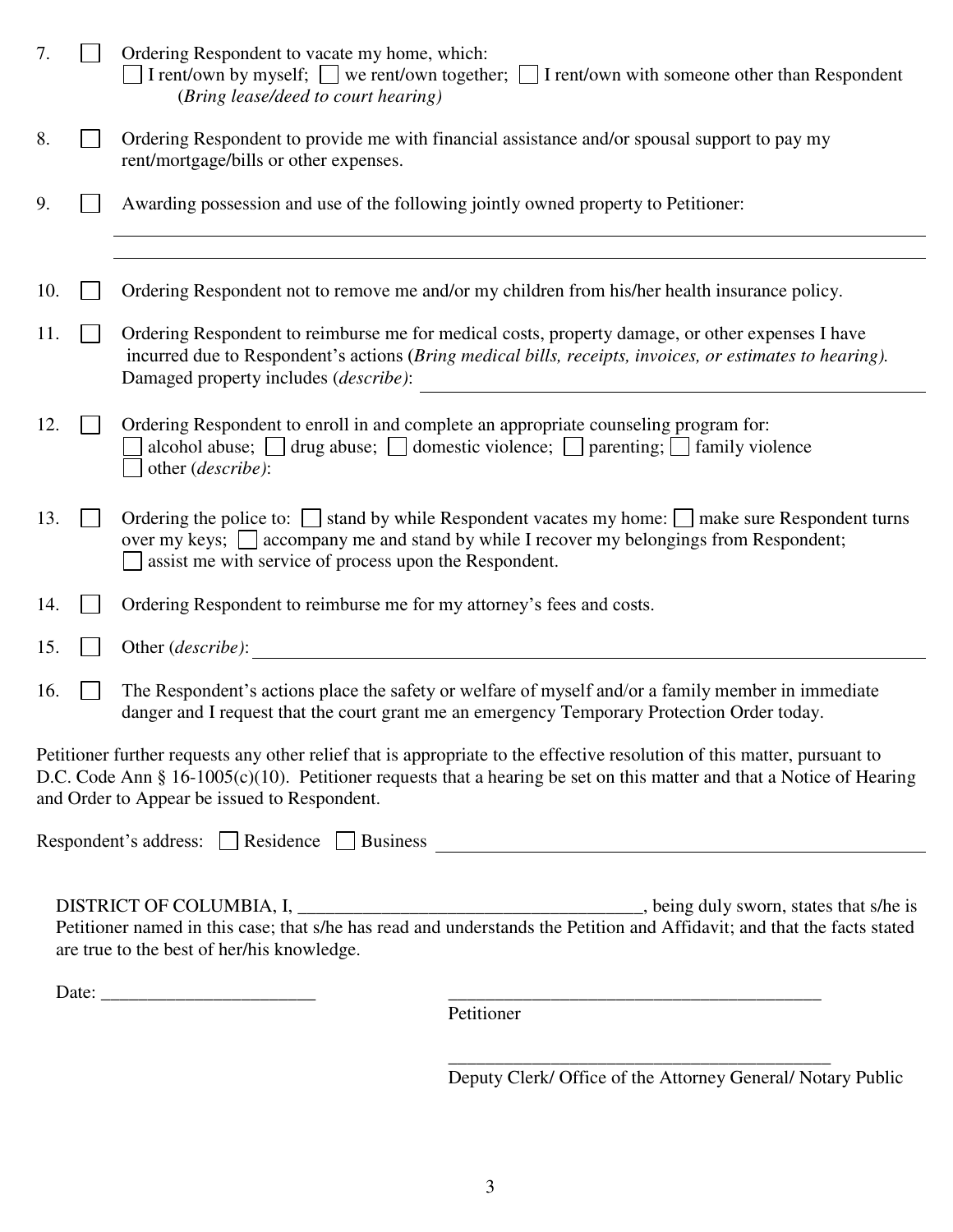7. ☐ Ordering Respondent to vacate my home, which:
   ☐ I rent/own by myself; ☐ we rent/own together; ☐ I rent/own with someone other than Respondent
   (*Bring lease/deed to court hearing)*

8. ☐ Ordering Respondent to provide me with financial assistance and/or spousal support to pay my rent/mortgage/bills or other expenses.

9. ☐ Awarding possession and use of the following jointly owned property to Petitioner:

   ______________________________________________________________________

   ______________________________________________________________________

10. ☐ Ordering Respondent not to remove me and/or my children from his/her health insurance policy.

11. ☐ Ordering Respondent to reimburse me for medical costs, property damage, or other expenses I have incurred due to Respondent's actions (*Bring medical bills, receipts, invoices, or estimates to hearing).* Damaged property includes (*describe)*: ______________________________

12. ☐ Ordering Respondent to enroll in and complete an appropriate counseling program for:
    ☐ alcohol abuse; ☐ drug abuse; ☐ domestic violence; ☐ parenting; ☐ family violence
    ☐ other (*describe)*:

13. ☐ Ordering the police to: ☐ stand by while Respondent vacates my home: ☐ make sure Respondent turns over my keys; ☐ accompany me and stand by while I recover my belongings from Respondent; ☐ assist me with service of process upon the Respondent.

14. ☐ Ordering Respondent to reimburse me for my attorney's fees and costs.

15. ☐ Other (*describe)*: ______________________________________________

16. ☐ The Respondent's actions place the safety or welfare of myself and/or a family member in immediate danger and I request that the court grant me an emergency Temporary Protection Order today.

Petitioner further requests any other relief that is appropriate to the effective resolution of this matter, pursuant to D.C. Code Ann § 16-1005(c)(10). Petitioner requests that a hearing be set on this matter and that a Notice of Hearing and Order to Appear be issued to Respondent.

Respondent's address: ☐ Residence ☐ Business ______________________________________________

DISTRICT OF COLUMBIA, I, _____________________________________, being duly sworn, states that s/he is Petitioner named in this case; that s/he has read and understands the Petition and Affidavit; and that the facts stated are true to the best of her/his knowledge.

Date: _______________________ &nbsp;&nbsp;&nbsp;&nbsp;&nbsp;&nbsp;&nbsp;&nbsp; __________________________________________
Petitioner

__________________________________________
Deputy Clerk/ Office of the Attorney General/ Notary Public